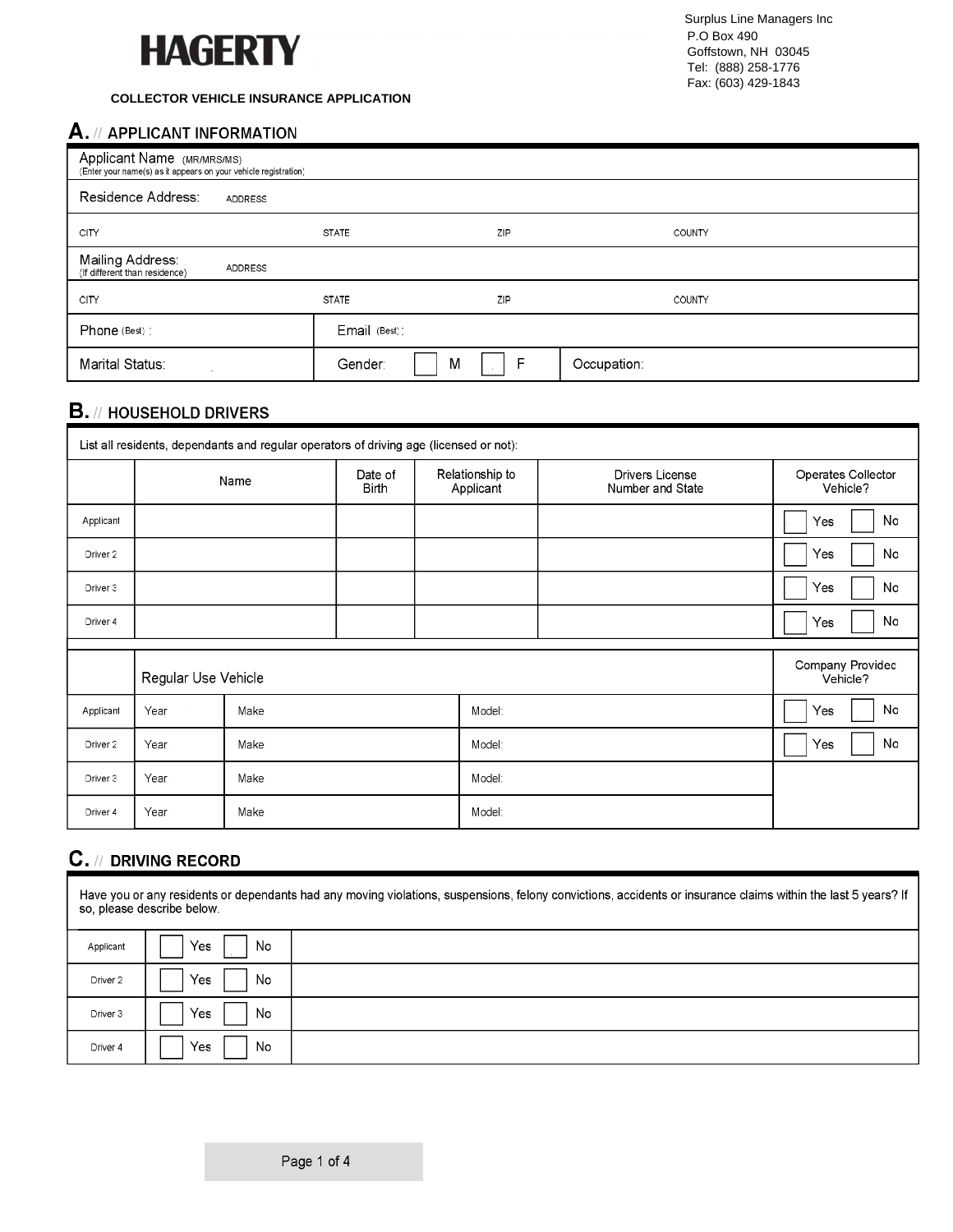# HAGERTY

Surplus Line Managers Inc
P.O Box 490
Goffstown, NH 03045
Tel: (888) 258-1776
Fax: (603) 429-1843

**COLLECTOR VEHICLE INSURANCE APPLICATION**

## A. // APPLICANT INFORMATION

| | | | |
|---|---|---|---|
| Applicant Name (MR/MRS/MS) (Enter your name(s) as it appears on your vehicle registration) | | | |
| Residence Address: ADDRESS | | | |
| CITY | STATE | ZIP | COUNTY |
| Mailing Address: (If different than residence) ADDRESS | | | |
| CITY | STATE | ZIP | COUNTY |
| Phone (Best) : | Email (Best) : | | |
| Marital Status: | Gender: ☐ M ☐ F | Occupation: | |

## B. // HOUSEHOLD DRIVERS

List all residents, dependants and regular operators of driving age (licensed or not):

| | Name | Date of Birth | Relationship to Applicant | Drivers License Number and State | Operates Collector Vehicle? |
|---|---|---|---|---|---|
| Applicant | | | | | ☐ Yes ☐ No |
| Driver 2 | | | | | ☐ Yes ☐ No |
| Driver 3 | | | | | ☐ Yes ☐ No |
| Driver 4 | | | | | ☐ Yes ☐ No |

| | Regular Use Vehicle | | | Company Provided Vehicle? |
|---|---|---|---|---|
| Applicant | Year | Make | Model: | ☐ Yes ☐ No |
| Driver 2 | Year | Make | Model: | ☐ Yes ☐ No |
| Driver 3 | Year | Make | Model: | |
| Driver 4 | Year | Make | Model: | |

## C. // DRIVING RECORD

Have you or any residents or dependants had any moving violations, suspensions, felony convictions, accidents or insurance claims within the last 5 years? If so, please describe below.

| | | |
|---|---|---|
| Applicant | ☐ Yes ☐ No | |
| Driver 2 | ☐ Yes ☐ No | |
| Driver 3 | ☐ Yes ☐ No | |
| Driver 4 | ☐ Yes ☐ No | |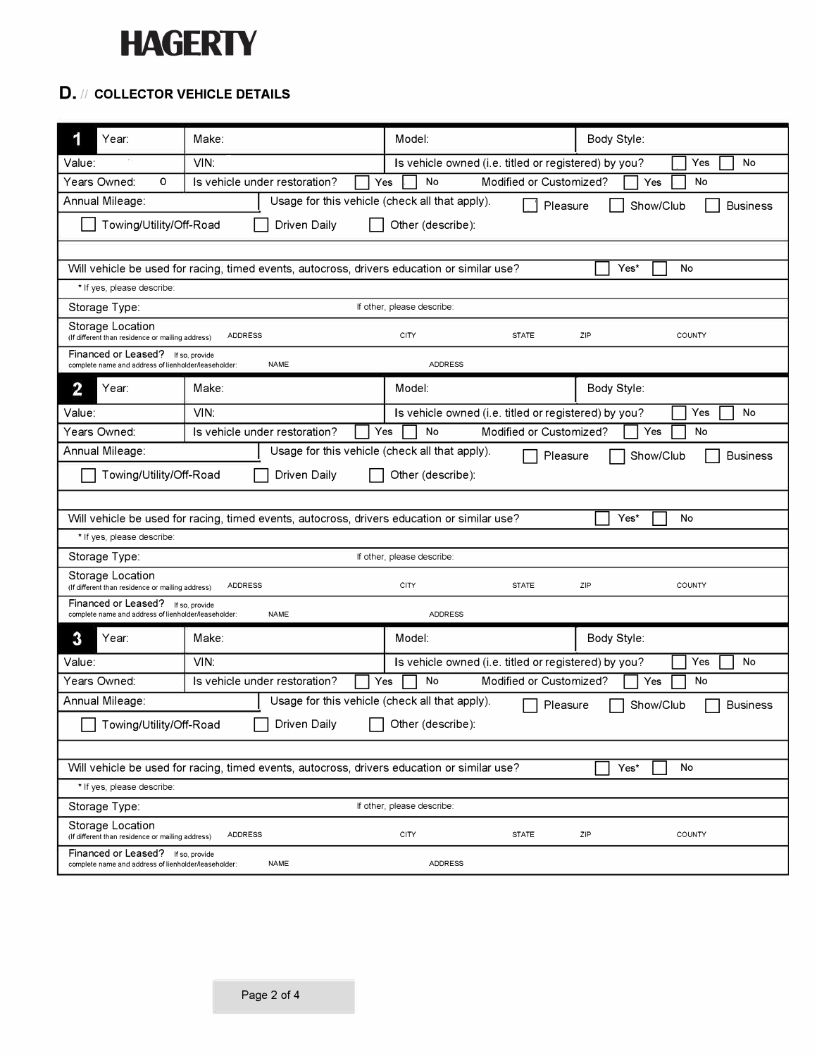**HAGERTY**

## D. // COLLECTOR VEHICLE DETAILS

### 1

Year: | Make: | Model: | Body Style:

Value: | VIN: | Is vehicle owned (i.e. titled or registered) by you? ☐ Yes ☐ No

Years Owned: 0 | Is vehicle under restoration? ☐ Yes ☐ No | Modified or Customized? ☐ Yes ☐ No

Annual Mileage: | Usage for this vehicle (check all that apply). ☐ Pleasure ☐ Show/Club ☐ Business ☐ Towing/Utility/Off-Road ☐ Driven Daily ☐ Other (describe):

Will vehicle be used for racing, timed events, autocross, drivers education or similar use? ☐ Yes* ☐ No

\* If yes, please describe:

Storage Type: | If other, please describe:

Storage Location (If different than residence or mailing address) | ADDRESS | CITY | STATE | ZIP | COUNTY

Financed or Leased? If so, provide complete name and address of lienholder/leaseholder: | NAME | ADDRESS

### 2

Year: | Make: | Model: | Body Style:

Value: | VIN: | Is vehicle owned (i.e. titled or registered) by you? ☐ Yes ☐ No

Years Owned: | Is vehicle under restoration? ☐ Yes ☐ No | Modified or Customized? ☐ Yes ☐ No

Annual Mileage: | Usage for this vehicle (check all that apply). ☐ Pleasure ☐ Show/Club ☐ Business ☐ Towing/Utility/Off-Road ☐ Driven Daily ☐ Other (describe):

Will vehicle be used for racing, timed events, autocross, drivers education or similar use? ☐ Yes* ☐ No

\* If yes, please describe:

Storage Type: | If other, please describe:

Storage Location (If different than residence or mailing address) | ADDRESS | CITY | STATE | ZIP | COUNTY

Financed or Leased? If so, provide complete name and address of lienholder/leaseholder: | NAME | ADDRESS

### 3

Year: | Make: | Model: | Body Style:

Value: | VIN: | Is vehicle owned (i.e. titled or registered) by you? ☐ Yes ☐ No

Years Owned: | Is vehicle under restoration? ☐ Yes ☐ No | Modified or Customized? ☐ Yes ☐ No

Annual Mileage: | Usage for this vehicle (check all that apply). ☐ Pleasure ☐ Show/Club ☐ Business ☐ Towing/Utility/Off-Road ☐ Driven Daily ☐ Other (describe):

Will vehicle be used for racing, timed events, autocross, drivers education or similar use? ☐ Yes* ☐ No

\* If yes, please describe:

Storage Type: | If other, please describe:

Storage Location (If different than residence or mailing address) | ADDRESS | CITY | STATE | ZIP | COUNTY

Financed or Leased? If so, provide complete name and address of lienholder/leaseholder: | NAME | ADDRESS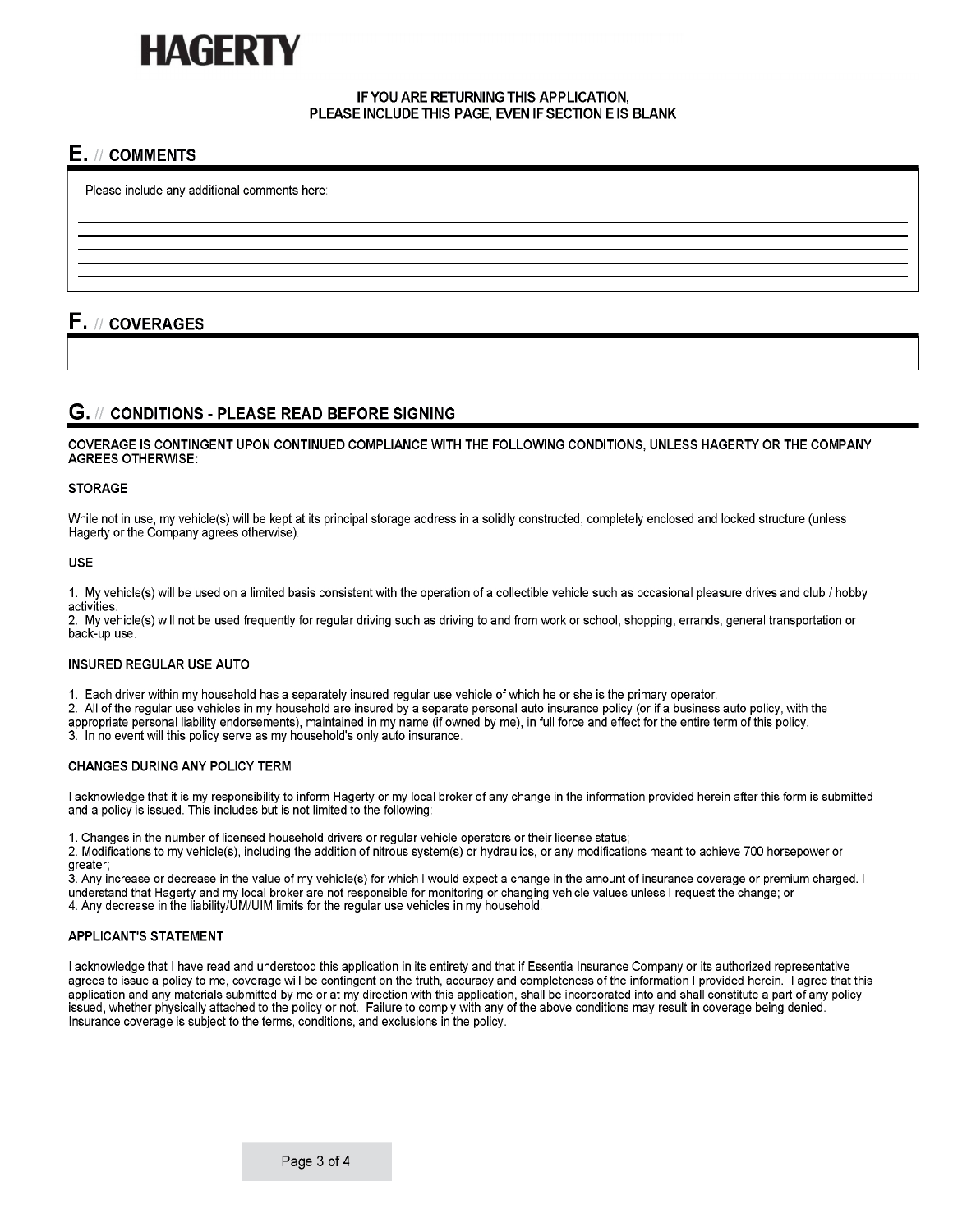# HAGERTY

**IF YOU ARE RETURNING THIS APPLICATION, PLEASE INCLUDE THIS PAGE, EVEN IF SECTION E IS BLANK**

## E. // COMMENTS

Please include any additional comments here:

## F. // COVERAGES

## G. // CONDITIONS - PLEASE READ BEFORE SIGNING

**COVERAGE IS CONTINGENT UPON CONTINUED COMPLIANCE WITH THE FOLLOWING CONDITIONS, UNLESS HAGERTY OR THE COMPANY AGREES OTHERWISE:**

### STORAGE

While not in use, my vehicle(s) will be kept at its principal storage address in a solidly constructed, completely enclosed and locked structure (unless Hagerty or the Company agrees otherwise).

### USE

1. My vehicle(s) will be used on a limited basis consistent with the operation of a collectible vehicle such as occasional pleasure drives and club / hobby activities.
2. My vehicle(s) will not be used frequently for regular driving such as driving to and from work or school, shopping, errands, general transportation or back-up use.

### INSURED REGULAR USE AUTO

1. Each driver within my household has a separately insured regular use vehicle of which he or she is the primary operator.
2. All of the regular use vehicles in my household are insured by a separate personal auto insurance policy (or if a business auto policy, with the appropriate personal liability endorsements), maintained in my name (if owned by me), in full force and effect for the entire term of this policy.
3. In no event will this policy serve as my household's only auto insurance.

### CHANGES DURING ANY POLICY TERM

I acknowledge that it is my responsibility to inform Hagerty or my local broker of any change in the information provided herein after this form is submitted and a policy is issued. This includes but is not limited to the following:

1. Changes in the number of licensed household drivers or regular vehicle operators or their license status;
2. Modifications to my vehicle(s), including the addition of nitrous system(s) or hydraulics, or any modifications meant to achieve 700 horsepower or greater;
3. Any increase or decrease in the value of my vehicle(s) for which I would expect a change in the amount of insurance coverage or premium charged. I understand that Hagerty and my local broker are not responsible for monitoring or changing vehicle values unless I request the change; or
4. Any decrease in the liability/UM/UIM limits for the regular use vehicles in my household.

### APPLICANT'S STATEMENT

I acknowledge that I have read and understood this application in its entirety and that if Essentia Insurance Company or its authorized representative agrees to issue a policy to me, coverage will be contingent on the truth, accuracy and completeness of the information I provided herein. I agree that this application and any materials submitted by me or at my direction with this application, shall be incorporated into and shall constitute a part of any policy issued, whether physically attached to the policy or not. Failure to comply with any of the above conditions may result in coverage being denied. Insurance coverage is subject to the terms, conditions, and exclusions in the policy.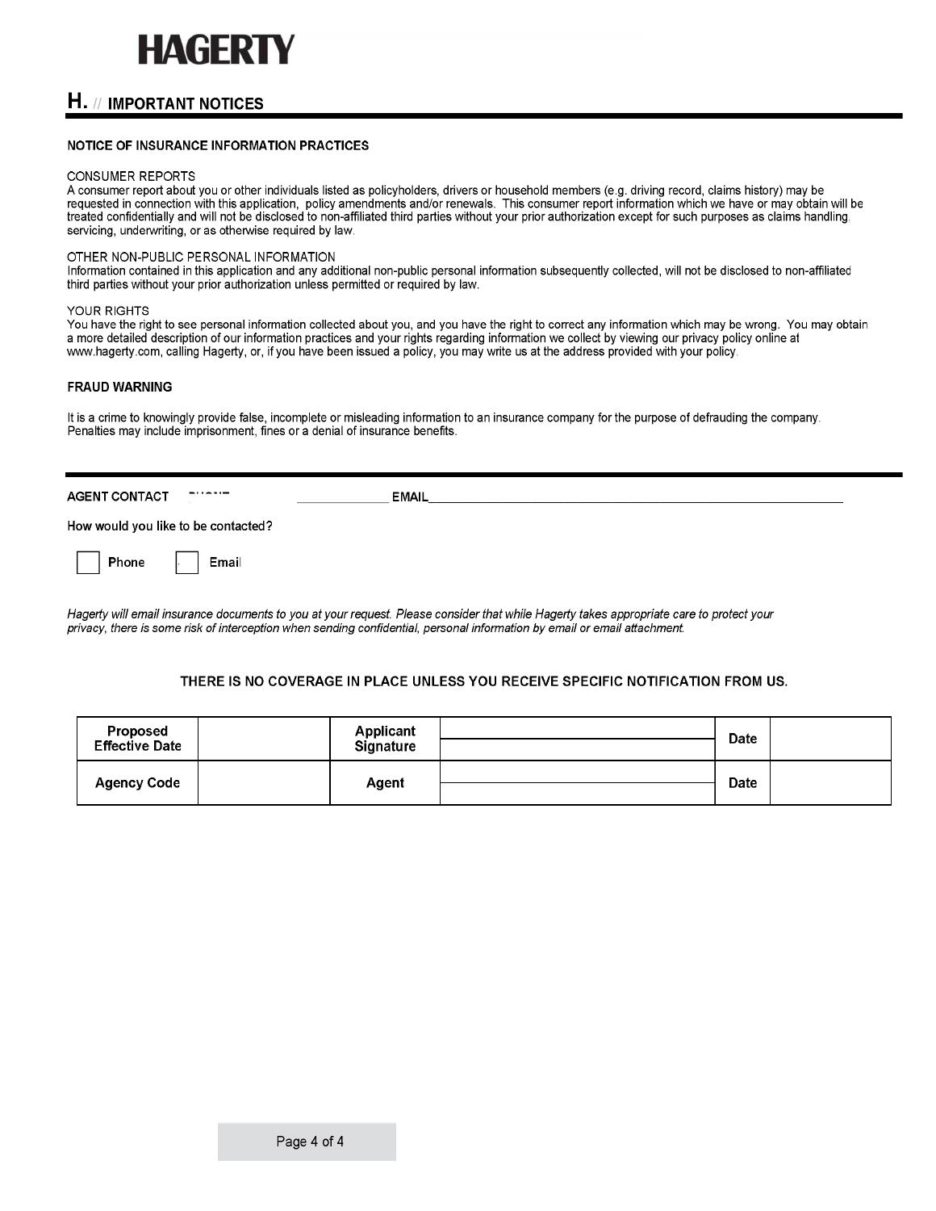# HAGERTY

## H. // IMPORTANT NOTICES

### NOTICE OF INSURANCE INFORMATION PRACTICES

CONSUMER REPORTS

A consumer report about you or other individuals listed as policyholders, drivers or household members (e.g. driving record, claims history) may be requested in connection with this application, policy amendments and/or renewals. This consumer report information which we have or may obtain will be treated confidentially and will not be disclosed to non-affiliated third parties without your prior authorization except for such purposes as claims handling, servicing, underwriting, or as otherwise required by law.

OTHER NON-PUBLIC PERSONAL INFORMATION

Information contained in this application and any additional non-public personal information subsequently collected, will not be disclosed to non-affiliated third parties without your prior authorization unless permitted or required by law.

YOUR RIGHTS

You have the right to see personal information collected about you, and you have the right to correct any information which may be wrong. You may obtain a more detailed description of our information practices and your rights regarding information we collect by viewing our privacy policy online at www.hagerty.com, calling Hagerty, or, if you have been issued a policy, you may write us at the address provided with your policy.

### FRAUD WARNING

It is a crime to knowingly provide false, incomplete or misleading information to an insurance company for the purpose of defrauding the company. Penalties may include imprisonment, fines or a denial of insurance benefits.

---

**AGENT CONTACT** PHONE ______________ **EMAIL** ______________________________

How would you like to be contacted?

☐ Phone ☐ Email

*Hagerty will email insurance documents to you at your request. Please consider that while Hagerty takes appropriate care to protect your privacy, there is some risk of interception when sending confidential, personal information by email or email attachment.*

**THERE IS NO COVERAGE IN PLACE UNLESS YOU RECEIVE SPECIFIC NOTIFICATION FROM US.**

| | | | | | |
|---|---|---|---|---|---|
| **Proposed Effective Date** | | **Applicant Signature** | | **Date** | |
| **Agency Code** | | **Agent** | | **Date** | |